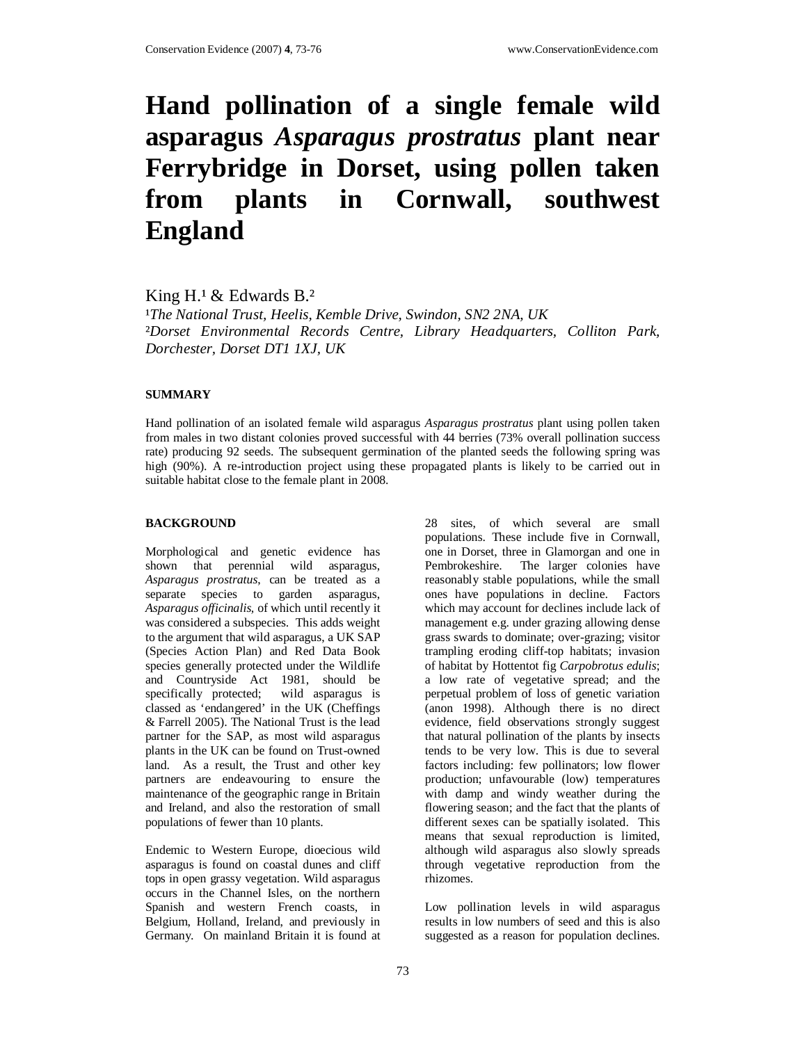# Hand pollination of a single female wild asparagus *Asparagus prostratus* plant near Ferrybridge in Dorset, using pollen taken from plants in Cornwall, southwest England

King H.[1] & Edwards B.[2]

[1]*The National Trust, Heelis, Kemble Drive, Swindon, SN2 2NA, UK*
[2]*Dorset Environmental Records Centre, Library Headquarters, Colliton Park, Dorchester, Dorset DT1 1XJ, UK*

## SUMMARY

Hand pollination of an isolated female wild asparagus *Asparagus prostratus* plant using pollen taken from males in two distant colonies proved successful with 44 berries (73% overall pollination success rate) producing 92 seeds. The subsequent germination of the planted seeds the following spring was high (90%). A re-introduction project using these propagated plants is likely to be carried out in suitable habitat close to the female plant in 2008.

## BACKGROUND

Morphological and genetic evidence has shown that perennial wild asparagus, *Asparagus prostratus*, can be treated as a separate species to garden asparagus, *Asparagus officinalis,* of which until recently it was considered a subspecies. This adds weight to the argument that wild asparagus, a UK SAP (Species Action Plan) and Red Data Book species generally protected under the Wildlife and Countryside Act 1981, should be specifically protected; wild asparagus is classed as 'endangered' in the UK (Cheffings & Farrell 2005). The National Trust is the lead partner for the SAP, as most wild asparagus plants in the UK can be found on Trust-owned land. As a result, the Trust and other key partners are endeavouring to ensure the maintenance of the geographic range in Britain and Ireland, and also the restoration of small populations of fewer than 10 plants.

Endemic to Western Europe, dioecious wild asparagus is found on coastal dunes and cliff tops in open grassy vegetation. Wild asparagus occurs in the Channel Isles, on the northern Spanish and western French coasts, in Belgium, Holland, Ireland, and previously in Germany. On mainland Britain it is found at 28 sites, of which several are small populations. These include five in Cornwall, one in Dorset, three in Glamorgan and one in Pembrokeshire. The larger colonies have reasonably stable populations, while the small ones have populations in decline. Factors which may account for declines include lack of management e.g. under grazing allowing dense grass swards to dominate; over-grazing; visitor trampling eroding cliff-top habitats; invasion of habitat by Hottentot fig *Carpobrotus edulis*; a low rate of vegetative spread; and the perpetual problem of loss of genetic variation (anon 1998). Although there is no direct evidence, field observations strongly suggest that natural pollination of the plants by insects tends to be very low. This is due to several factors including: few pollinators; low flower production; unfavourable (low) temperatures with damp and windy weather during the flowering season; and the fact that the plants of different sexes can be spatially isolated. This means that sexual reproduction is limited, although wild asparagus also slowly spreads through vegetative reproduction from the rhizomes.

Low pollination levels in wild asparagus results in low numbers of seed and this is also suggested as a reason for population declines.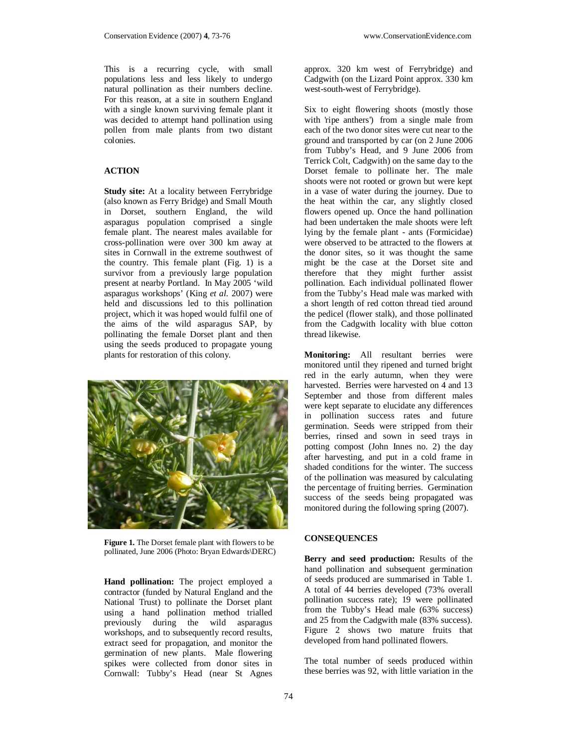This is a recurring cycle, with small populations less and less likely to undergo natural pollination as their numbers decline. For this reason, at a site in southern England with a single known surviving female plant it was decided to attempt hand pollination using pollen from male plants from two distant colonies.

## ACTION

**Study site:** At a locality between Ferrybridge (also known as Ferry Bridge) and Small Mouth in Dorset, southern England, the wild asparagus population comprised a single female plant. The nearest males available for cross-pollination were over 300 km away at sites in Cornwall in the extreme southwest of the country. This female plant (Fig. 1) is a survivor from a previously large population present at nearby Portland. In May 2005 'wild asparagus workshops' (King *et al.* 2007) were held and discussions led to this pollination project, which it was hoped would fulfil one of the aims of the wild asparagus SAP, by pollinating the female Dorset plant and then using the seeds produced to propagate young plants for restoration of this colony.

**Figure 1.** The Dorset female plant with flowers to be pollinated, June 2006 (Photo: Bryan Edwards\DERC)

**Hand pollination:** The project employed a contractor (funded by Natural England and the National Trust) to pollinate the Dorset plant using a hand pollination method trialled previously during the wild asparagus workshops, and to subsequently record results, extract seed for propagation, and monitor the germination of new plants. Male flowering spikes were collected from donor sites in Cornwall: Tubby's Head (near St Agnes approx. 320 km west of Ferrybridge) and Cadgwith (on the Lizard Point approx. 330 km west-south-west of Ferrybridge).

Six to eight flowering shoots (mostly those with 'ripe anthers') from a single male from each of the two donor sites were cut near to the ground and transported by car (on 2 June 2006 from Tubby's Head, and 9 June 2006 from Terrick Colt, Cadgwith) on the same day to the Dorset female to pollinate her. The male shoots were not rooted or grown but were kept in a vase of water during the journey. Due to the heat within the car, any slightly closed flowers opened up. Once the hand pollination had been undertaken the male shoots were left lying by the female plant - ants (Formicidae) were observed to be attracted to the flowers at the donor sites, so it was thought the same might be the case at the Dorset site and therefore that they might further assist pollination. Each individual pollinated flower from the Tubby's Head male was marked with a short length of red cotton thread tied around the pedicel (flower stalk), and those pollinated from the Cadgwith locality with blue cotton thread likewise.

**Monitoring:** All resultant berries were monitored until they ripened and turned bright red in the early autumn, when they were harvested. Berries were harvested on 4 and 13 September and those from different males were kept separate to elucidate any differences in pollination success rates and future germination. Seeds were stripped from their berries, rinsed and sown in seed trays in potting compost (John Innes no. 2) the day after harvesting, and put in a cold frame in shaded conditions for the winter. The success of the pollination was measured by calculating the percentage of fruiting berries. Germination success of the seeds being propagated was monitored during the following spring (2007).

## CONSEQUENCES

**Berry and seed production:** Results of the hand pollination and subsequent germination of seeds produced are summarised in Table 1. A total of 44 berries developed (73% overall pollination success rate); 19 were pollinated from the Tubby's Head male (63% success) and 25 from the Cadgwith male (83% success). Figure 2 shows two mature fruits that developed from hand pollinated flowers.

The total number of seeds produced within these berries was 92, with little variation in the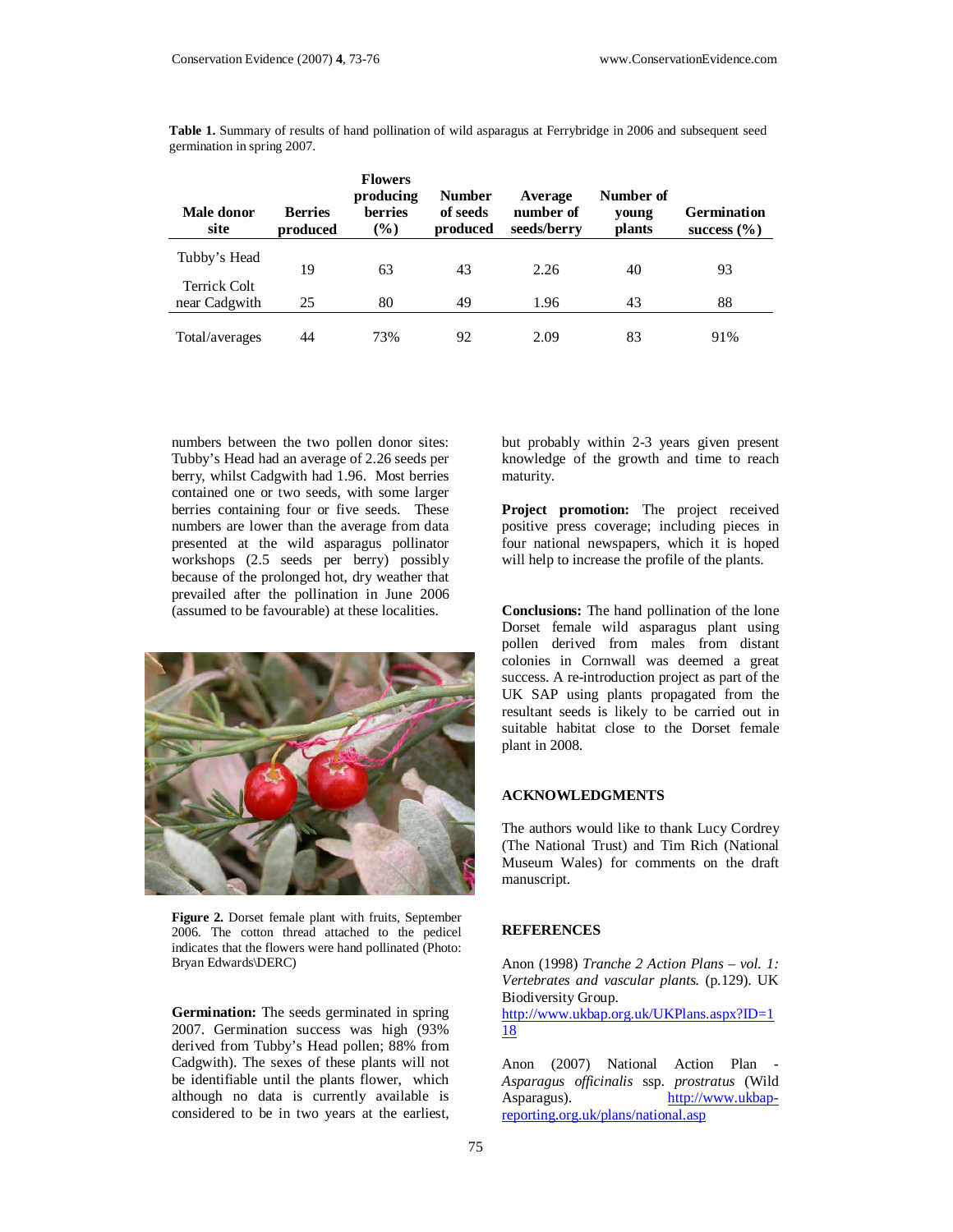**Table 1.** Summary of results of hand pollination of wild asparagus at Ferrybridge in 2006 and subsequent seed germination in spring 2007.

| Male donor site | Berries produced | Flowers producing berries (%) | Number of seeds produced | Average number of seeds/berry | Number of young plants | Germination success (%) |
|---|---|---|---|---|---|---|
| Tubby's Head | 19 | 63 | 43 | 2.26 | 40 | 93 |
| Terrick Colt near Cadgwith | 25 | 80 | 49 | 1.96 | 43 | 88 |
| Total/averages | 44 | 73% | 92 | 2.09 | 83 | 91% |

numbers between the two pollen donor sites: Tubby's Head had an average of 2.26 seeds per berry, whilst Cadgwith had 1.96. Most berries contained one or two seeds, with some larger berries containing four or five seeds. These numbers are lower than the average from data presented at the wild asparagus pollinator workshops (2.5 seeds per berry) possibly because of the prolonged hot, dry weather that prevailed after the pollination in June 2006 (assumed to be favourable) at these localities.

**Figure 2.** Dorset female plant with fruits, September 2006. The cotton thread attached to the pedicel indicates that the flowers were hand pollinated (Photo: Bryan Edwards\DERC)

**Germination:** The seeds germinated in spring 2007. Germination success was high (93% derived from Tubby's Head pollen; 88% from Cadgwith). The sexes of these plants will not be identifiable until the plants flower, which although no data is currently available is considered to be in two years at the earliest, but probably within 2-3 years given present knowledge of the growth and time to reach maturity.

**Project promotion:** The project received positive press coverage; including pieces in four national newspapers, which it is hoped will help to increase the profile of the plants.

**Conclusions:** The hand pollination of the lone Dorset female wild asparagus plant using pollen derived from males from distant colonies in Cornwall was deemed a great success. A re-introduction project as part of the UK SAP using plants propagated from the resultant seeds is likely to be carried out in suitable habitat close to the Dorset female plant in 2008.

## ACKNOWLEDGMENTS

The authors would like to thank Lucy Cordrey (The National Trust) and Tim Rich (National Museum Wales) for comments on the draft manuscript.

## REFERENCES

Anon (1998) *Tranche 2 Action Plans – vol. 1: Vertebrates and vascular plants.* (p.129). UK Biodiversity Group. http://www.ukbap.org.uk/UKPlans.aspx?ID=118

Anon (2007) National Action Plan - *Asparagus officinalis* ssp. *prostratus* (Wild Asparagus). http://www.ukbap-reporting.org.uk/plans/national.asp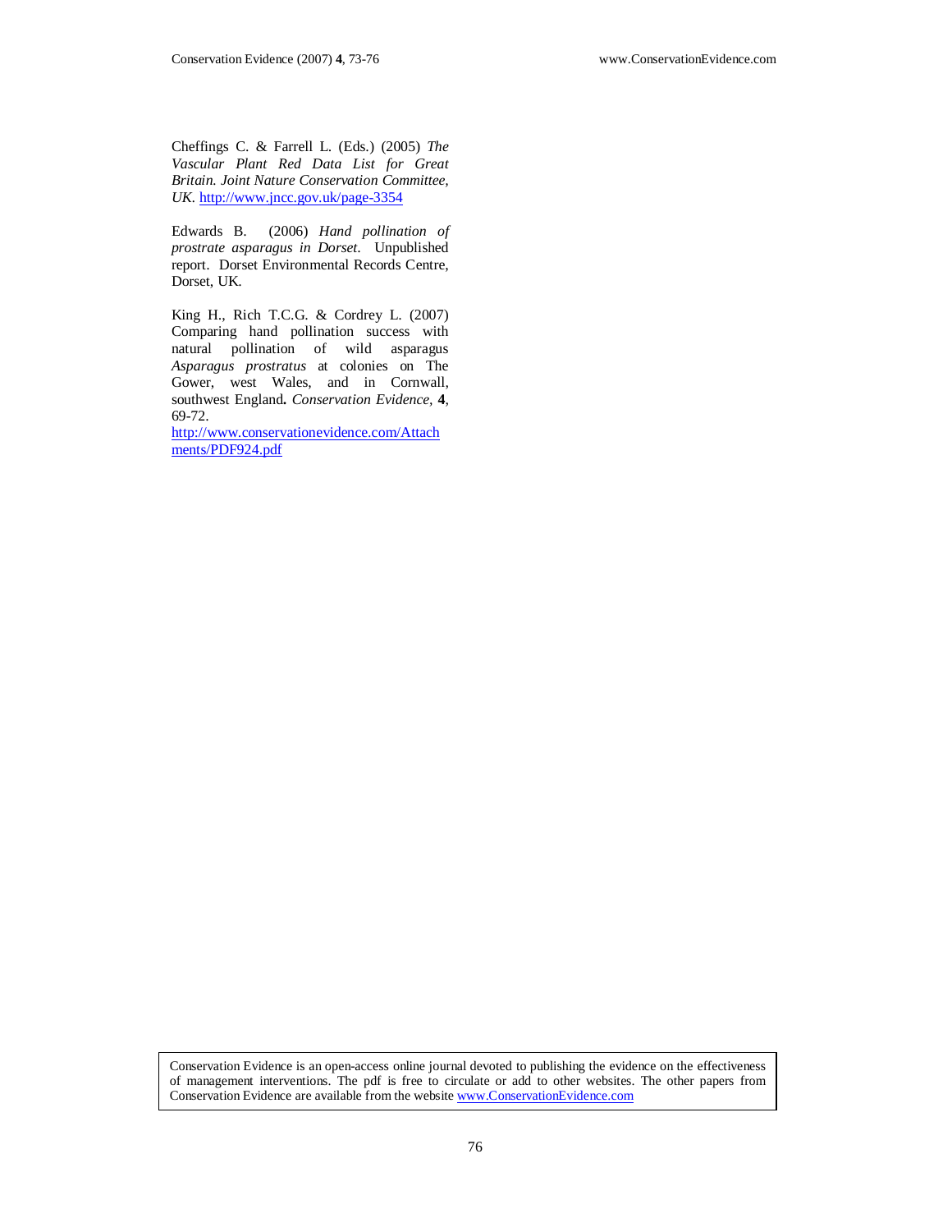Cheffings C. & Farrell L. (Eds.) (2005) *The Vascular Plant Red Data List for Great Britain. Joint Nature Conservation Committee, UK.* http://www.jncc.gov.uk/page-3354

Edwards B. (2006) *Hand pollination of prostrate asparagus in Dorset*. Unpublished report. Dorset Environmental Records Centre, Dorset, UK.

King H., Rich T.C.G. & Cordrey L. (2007) Comparing hand pollination success with natural pollination of wild asparagus *Asparagus prostratus* at colonies on The Gower, west Wales, and in Cornwall, southwest England**.** *Conservation Evidence,* **4**, 69-72. http://www.conservationevidence.com/Attachments/PDF924.pdf

Conservation Evidence is an open-access online journal devoted to publishing the evidence on the effectiveness of management interventions. The pdf is free to circulate or add to other websites. The other papers from Conservation Evidence are available from the website www.ConservationEvidence.com